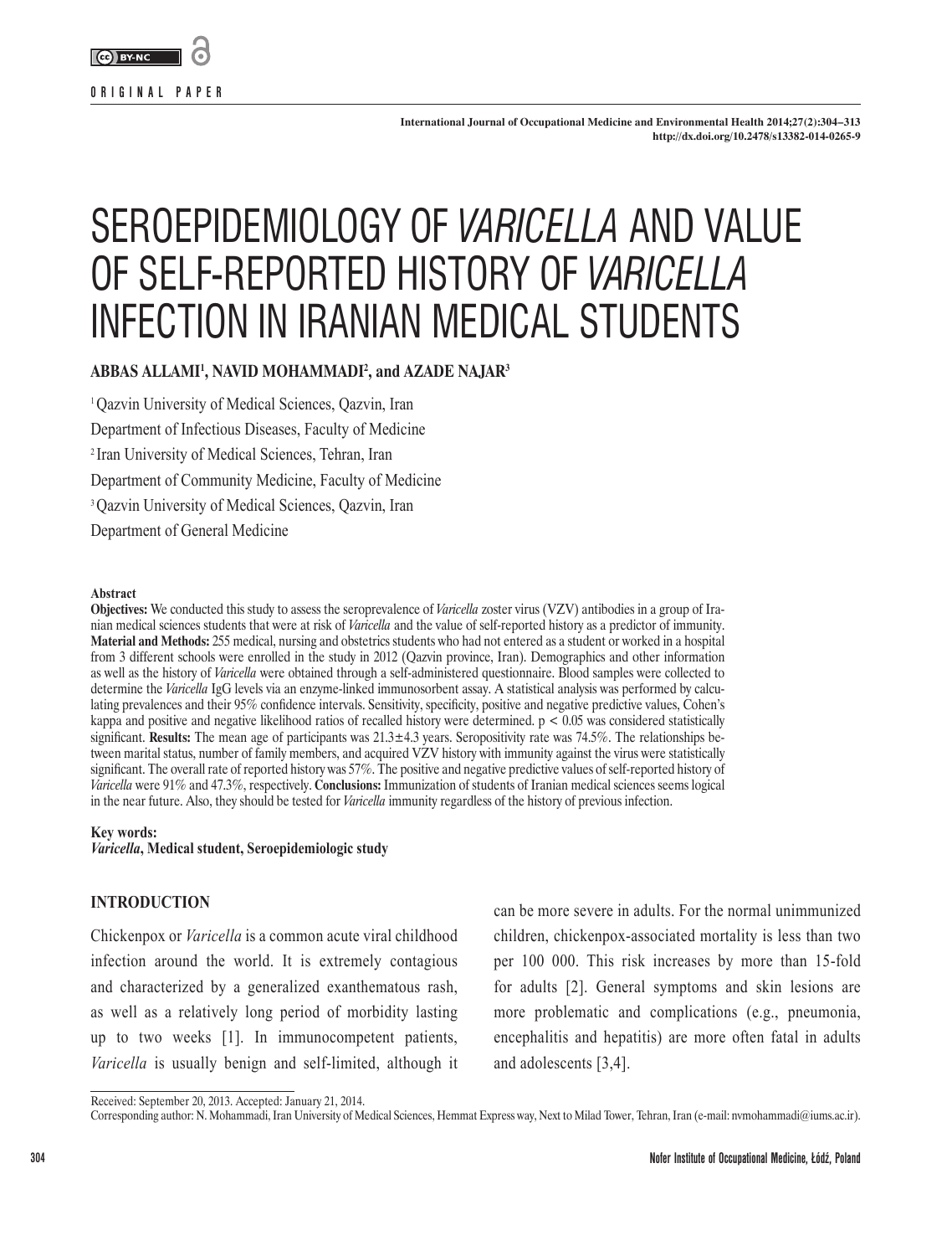ORIGINAL PAPER

# SEROEPIDEMIOLOGY OF *VARICELLA* AND VALUE OF SELF-REPORTED HISTORY OF *VARICELLA* INFECTION IN IRANIAN MEDICAL STUDENTS

**ABBAS ALLAMI[1], NAVID MOHAMMADI[2], and AZADE NAJAR[3]**

[1] Qazvin University of Medical Sciences, Qazvin, Iran
Department of Infectious Diseases, Faculty of Medicine
[2] Iran University of Medical Sciences, Tehran, Iran
Department of Community Medicine, Faculty of Medicine
[3] Qazvin University of Medical Sciences, Qazvin, Iran
Department of General Medicine

**Abstract**

**Objectives:** We conducted this study to assess the seroprevalence of *Varicella* zoster virus (VZV) antibodies in a group of Iranian medical sciences students that were at risk of *Varicella* and the value of self-reported history as a predictor of immunity. **Material and Methods:** 255 medical, nursing and obstetrics students who had not entered as a student or worked in a hospital from 3 different schools were enrolled in the study in 2012 (Qazvin province, Iran). Demographics and other information as well as the history of *Varicella* were obtained through a self-administered questionnaire. Blood samples were collected to determine the *Varicella* IgG levels via an enzyme-linked immunosorbent assay. A statistical analysis was performed by calculating prevalences and their 95% confidence intervals. Sensitivity, specificity, positive and negative predictive values, Cohen's kappa and positive and negative likelihood ratios of recalled history were determined. $p < 0.05$ was considered statistically significant. **Results:** The mean age of participants was 21.3±4.3 years. Seropositivity rate was 74.5%. The relationships between marital status, number of family members, and acquired VZV history with immunity against the virus were statistically significant. The overall rate of reported history was 57%. The positive and negative predictive values of self-reported history of *Varicella* were 91% and 47.3%, respectively. **Conclusions:** Immunization of students of Iranian medical sciences seems logical in the near future. Also, they should be tested for *Varicella* immunity regardless of the history of previous infection.

**Key words:**
***Varicella*, Medical student, Seroepidemiologic study**

## INTRODUCTION

Chickenpox or *Varicella* is a common acute viral childhood infection around the world. It is extremely contagious and characterized by a generalized exanthematous rash, as well as a relatively long period of morbidity lasting up to two weeks [1]. In immunocompetent patients, *Varicella* is usually benign and self-limited, although it can be more severe in adults. For the normal unimmunized children, chickenpox-associated mortality is less than two per 100 000. This risk increases by more than 15-fold for adults [2]. General symptoms and skin lesions are more problematic and complications (e.g., pneumonia, encephalitis and hepatitis) are more often fatal in adults and adolescents [3,4].

Received: September 20, 2013. Accepted: January 21, 2014.
Corresponding author: N. Mohammadi, Iran University of Medical Sciences, Hemmat Express way, Next to Milad Tower, Tehran, Iran (e-mail: nvmohammadi@iums.ac.ir).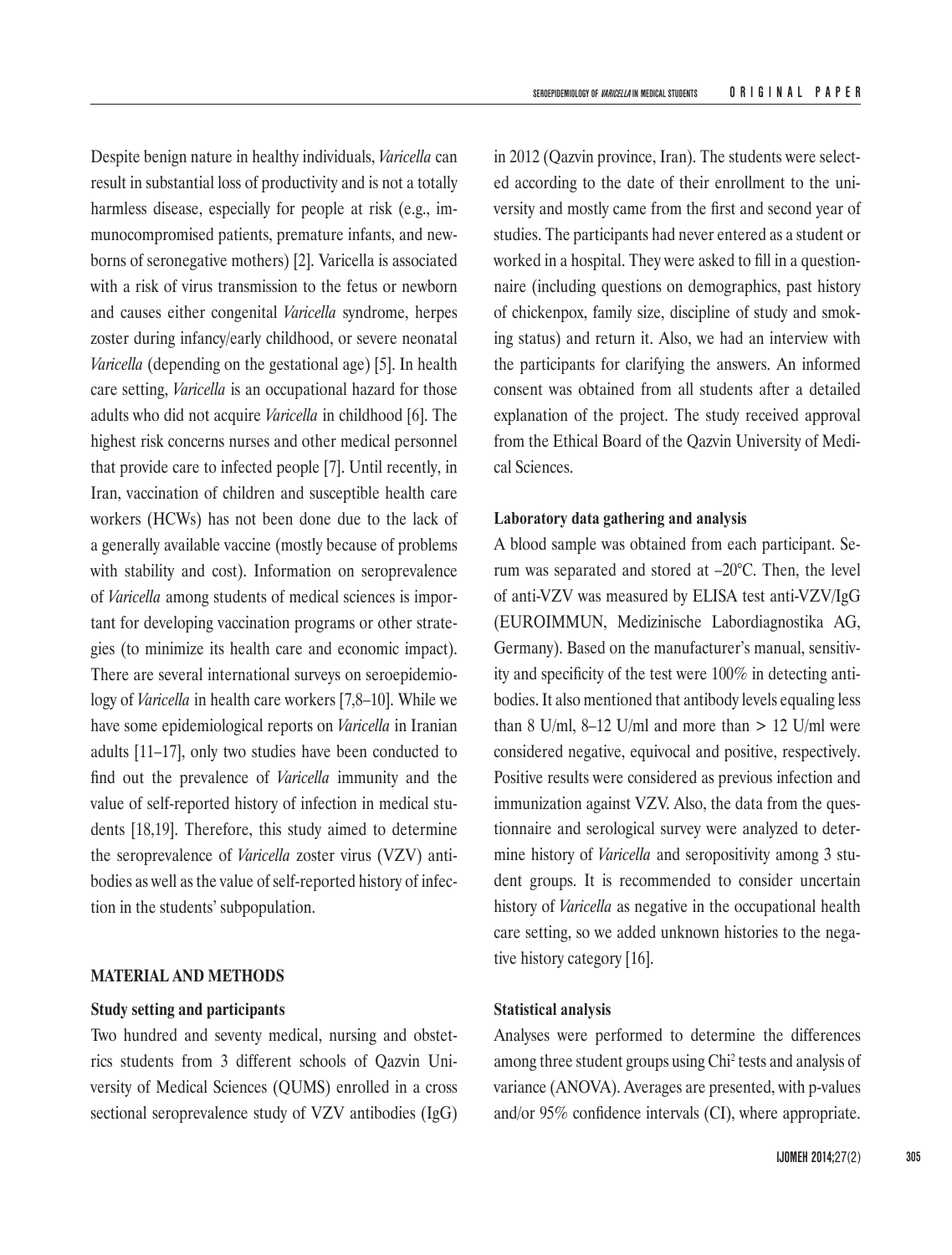Despite benign nature in healthy individuals, *Varicella* can result in substantial loss of productivity and is not a totally harmless disease, especially for people at risk (e.g., immunocompromised patients, premature infants, and newborns of seronegative mothers) [2]. Varicella is associated with a risk of virus transmission to the fetus or newborn and causes either congenital *Varicella* syndrome, herpes zoster during infancy/early childhood, or severe neonatal *Varicella* (depending on the gestational age) [5]. In health care setting, *Varicella* is an occupational hazard for those adults who did not acquire *Varicella* in childhood [6]. The highest risk concerns nurses and other medical personnel that provide care to infected people [7]. Until recently, in Iran, vaccination of children and susceptible health care workers (HCWs) has not been done due to the lack of a generally available vaccine (mostly because of problems with stability and cost). Information on seroprevalence of *Varicella* among students of medical sciences is important for developing vaccination programs or other strategies (to minimize its health care and economic impact). There are several international surveys on seroepidemiology of *Varicella* in health care workers [7,8–10]. While we have some epidemiological reports on *Varicella* in Iranian adults [11–17], only two studies have been conducted to find out the prevalence of *Varicella* immunity and the value of self-reported history of infection in medical students [18,19]. Therefore, this study aimed to determine the seroprevalence of *Varicella* zoster virus (VZV) antibodies as well as the value of self-reported history of infection in the students' subpopulation.

## MATERIAL AND METHODS

### Study setting and participants

Two hundred and seventy medical, nursing and obstetrics students from 3 different schools of Qazvin University of Medical Sciences (QUMS) enrolled in a cross sectional seroprevalence study of VZV antibodies (IgG) in 2012 (Qazvin province, Iran). The students were selected according to the date of their enrollment to the university and mostly came from the first and second year of studies. The participants had never entered as a student or worked in a hospital. They were asked to fill in a questionnaire (including questions on demographics, past history of chickenpox, family size, discipline of study and smoking status) and return it. Also, we had an interview with the participants for clarifying the answers. An informed consent was obtained from all students after a detailed explanation of the project. The study received approval from the Ethical Board of the Qazvin University of Medical Sciences.

### Laboratory data gathering and analysis

A blood sample was obtained from each participant. Serum was separated and stored at –20°C. Then, the level of anti-VZV was measured by ELISA test anti-VZV/IgG (EUROIMMUN, Medizinische Labordiagnostika AG, Germany). Based on the manufacturer's manual, sensitivity and specificity of the test were 100% in detecting antibodies. It also mentioned that antibody levels equaling less than 8 U/ml, 8–12 U/ml and more than > 12 U/ml were considered negative, equivocal and positive, respectively. Positive results were considered as previous infection and immunization against VZV. Also, the data from the questionnaire and serological survey were analyzed to determine history of *Varicella* and seropositivity among 3 student groups. It is recommended to consider uncertain history of *Varicella* as negative in the occupational health care setting, so we added unknown histories to the negative history category [16].

### Statistical analysis

Analyses were performed to determine the differences among three student groups using $Chi^2$ tests and analysis of variance (ANOVA). Averages are presented, with p-values and/or 95% confidence intervals (CI), where appropriate.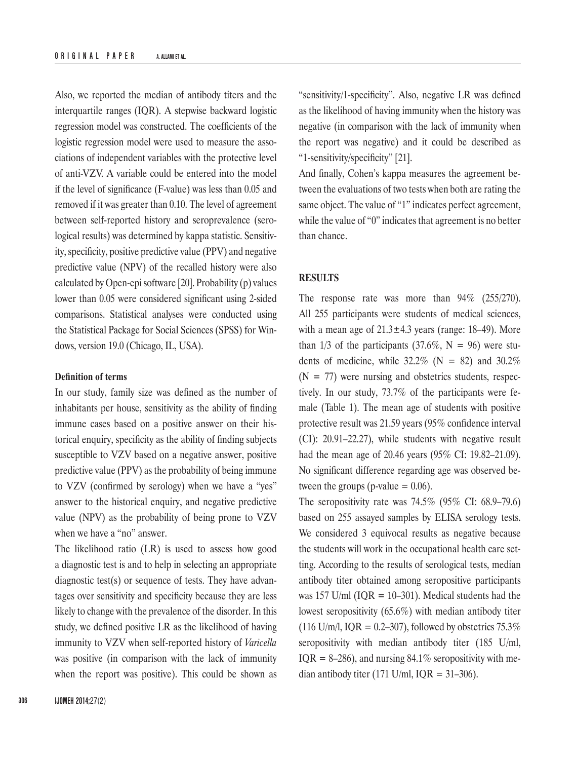Also, we reported the median of antibody titers and the interquartile ranges (IQR). A stepwise backward logistic regression model was constructed. The coefficients of the logistic regression model were used to measure the associations of independent variables with the protective level of anti-VZV. A variable could be entered into the model if the level of significance (F-value) was less than 0.05 and removed if it was greater than 0.10. The level of agreement between self-reported history and seroprevalence (serological results) was determined by kappa statistic. Sensitivity, specificity, positive predictive value (PPV) and negative predictive value (NPV) of the recalled history were also calculated by Open-epi software [20]. Probability (p) values lower than 0.05 were considered significant using 2-sided comparisons. Statistical analyses were conducted using the Statistical Package for Social Sciences (SPSS) for Windows, version 19.0 (Chicago, IL, USA).

**Definition of terms**

In our study, family size was defined as the number of inhabitants per house, sensitivity as the ability of finding immune cases based on a positive answer on their historical enquiry, specificity as the ability of finding subjects susceptible to VZV based on a negative answer, positive predictive value (PPV) as the probability of being immune to VZV (confirmed by serology) when we have a "yes" answer to the historical enquiry, and negative predictive value (NPV) as the probability of being prone to VZV when we have a "no" answer.

The likelihood ratio (LR) is used to assess how good a diagnostic test is and to help in selecting an appropriate diagnostic test(s) or sequence of tests. They have advantages over sensitivity and specificity because they are less likely to change with the prevalence of the disorder. In this study, we defined positive LR as the likelihood of having immunity to VZV when self-reported history of *Varicella* was positive (in comparison with the lack of immunity when the report was positive). This could be shown as "sensitivity/1-specificity". Also, negative LR was defined as the likelihood of having immunity when the history was negative (in comparison with the lack of immunity when the report was negative) and it could be described as "1-sensitivity/specificity" [21].

And finally, Cohen's kappa measures the agreement between the evaluations of two tests when both are rating the same object. The value of "1" indicates perfect agreement, while the value of "0" indicates that agreement is no better than chance.

## RESULTS

The response rate was more than 94% (255/270). All 255 participants were students of medical sciences, with a mean age of 21.3±4.3 years (range: 18–49). More than 1/3 of the participants (37.6%, N = 96) were students of medicine, while 32.2% (N = 82) and 30.2% (N = 77) were nursing and obstetrics students, respectively. In our study, 73.7% of the participants were female (Table 1). The mean age of students with positive protective result was 21.59 years (95% confidence interval (CI): 20.91–22.27), while students with negative result had the mean age of 20.46 years (95% CI: 19.82–21.09). No significant difference regarding age was observed between the groups (p-value = 0.06).

The seropositivity rate was 74.5% (95% CI: 68.9–79.6) based on 255 assayed samples by ELISA serology tests. We considered 3 equivocal results as negative because the students will work in the occupational health care setting. According to the results of serological tests, median antibody titer obtained among seropositive participants was 157 U/ml (IQR = 10–301). Medical students had the lowest seropositivity (65.6%) with median antibody titer (116 U/m/l, IQR = 0.2–307), followed by obstetrics 75.3% seropositivity with median antibody titer (185 U/ml, IQR = 8–286), and nursing 84.1% seropositivity with median antibody titer (171 U/ml, IQR = 31–306).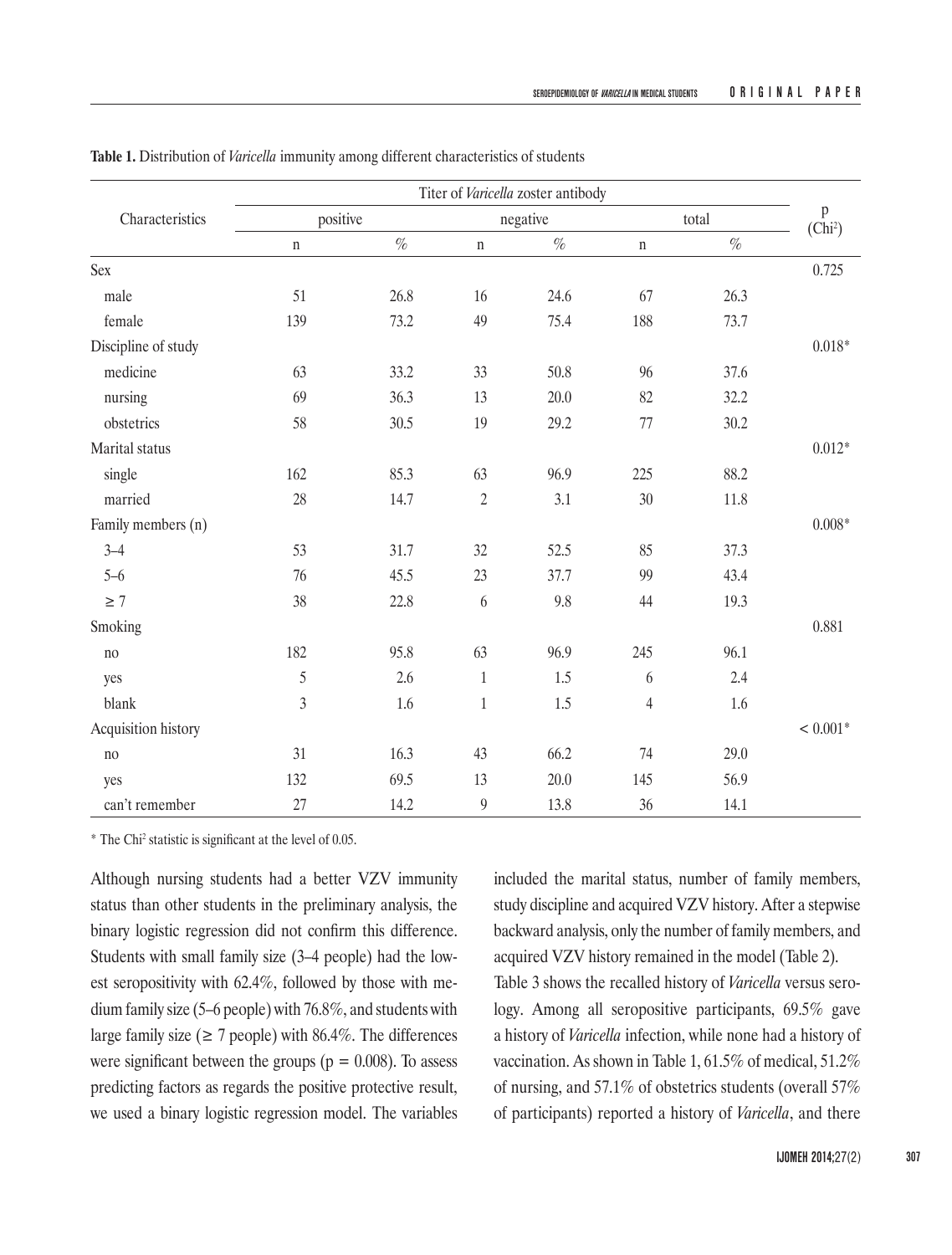**Table 1.** Distribution of *Varicella* immunity among different characteristics of students

| Characteristics | Titer of *Varicella* zoster antibody | | | | | | p ($Chi^2$) |
|---|---|---|---|---|---|---|---|
| | positive | | negative | | total | | |
| | n | % | n | % | n | % | |
| Sex | | | | | | | 0.725 |
| male | 51 | 26.8 | 16 | 24.6 | 67 | 26.3 | |
| female | 139 | 73.2 | 49 | 75.4 | 188 | 73.7 | |
| Discipline of study | | | | | | | 0.018* |
| medicine | 63 | 33.2 | 33 | 50.8 | 96 | 37.6 | |
| nursing | 69 | 36.3 | 13 | 20.0 | 82 | 32.2 | |
| obstetrics | 58 | 30.5 | 19 | 29.2 | 77 | 30.2 | |
| Marital status | | | | | | | 0.012* |
| single | 162 | 85.3 | 63 | 96.9 | 225 | 88.2 | |
| married | 28 | 14.7 | 2 | 3.1 | 30 | 11.8 | |
| Family members (n) | | | | | | | 0.008* |
| 3–4 | 53 | 31.7 | 32 | 52.5 | 85 | 37.3 | |
| 5–6 | 76 | 45.5 | 23 | 37.7 | 99 | 43.4 | |
| ≥ 7 | 38 | 22.8 | 6 | 9.8 | 44 | 19.3 | |
| Smoking | | | | | | | 0.881 |
| no | 182 | 95.8 | 63 | 96.9 | 245 | 96.1 | |
| yes | 5 | 2.6 | 1 | 1.5 | 6 | 2.4 | |
| blank | 3 | 1.6 | 1 | 1.5 | 4 | 1.6 | |
| Acquisition history | | | | | | | < 0.001* |
| no | 31 | 16.3 | 43 | 66.2 | 74 | 29.0 | |
| yes | 132 | 69.5 | 13 | 20.0 | 145 | 56.9 | |
| can't remember | 27 | 14.2 | 9 | 13.8 | 36 | 14.1 | |

\* The $Chi^2$ statistic is significant at the level of 0.05.

Although nursing students had a better VZV immunity status than other students in the preliminary analysis, the binary logistic regression did not confirm this difference. Students with small family size (3–4 people) had the lowest seropositivity with 62.4%, followed by those with medium family size (5–6 people) with 76.8%, and students with large family size (≥ 7 people) with 86.4%. The differences were significant between the groups ($p = 0.008$). To assess predicting factors as regards the positive protective result, we used a binary logistic regression model. The variables included the marital status, number of family members, study discipline and acquired VZV history. After a stepwise backward analysis, only the number of family members, and acquired VZV history remained in the model (Table 2).

Table 3 shows the recalled history of *Varicella* versus serology. Among all seropositive participants, 69.5% gave a history of *Varicella* infection, while none had a history of vaccination. As shown in Table 1, 61.5% of medical, 51.2% of nursing, and 57.1% of obstetrics students (overall 57% of participants) reported a history of *Varicella*, and there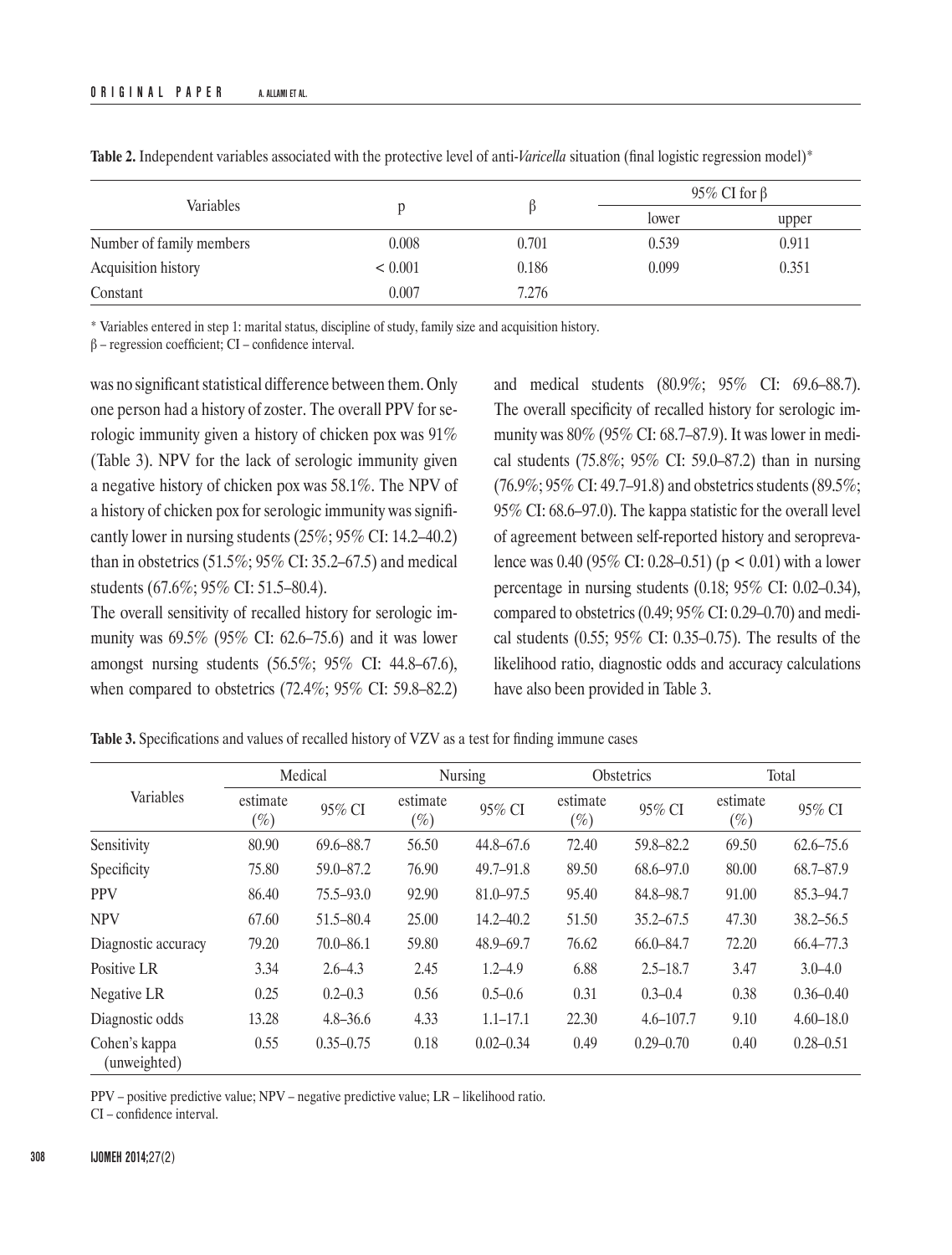**Table 2.** Independent variables associated with the protective level of anti-*Varicella* situation (final logistic regression model)*

| Variables | p | β | 95% CI for β | |
|---|---|---|---|---|
| | | | lower | upper |
| Number of family members | 0.008 | 0.701 | 0.539 | 0.911 |
| Acquisition history | < 0.001 | 0.186 | 0.099 | 0.351 |
| Constant | 0.007 | 7.276 | | |

\* Variables entered in step 1: marital status, discipline of study, family size and acquisition history.
β – regression coefficient; CI – confidence interval.

was no significant statistical difference between them. Only one person had a history of zoster. The overall PPV for serologic immunity given a history of chicken pox was 91% (Table 3). NPV for the lack of serologic immunity given a negative history of chicken pox was 58.1%. The NPV of a history of chicken pox for serologic immunity was significantly lower in nursing students (25%; 95% CI: 14.2–40.2) than in obstetrics (51.5%; 95% CI: 35.2–67.5) and medical students (67.6%; 95% CI: 51.5–80.4).

The overall sensitivity of recalled history for serologic immunity was 69.5% (95% CI: 62.6–75.6) and it was lower amongst nursing students (56.5%; 95% CI: 44.8–67.6), when compared to obstetrics (72.4%; 95% CI: 59.8–82.2) and medical students (80.9%; 95% CI: 69.6–88.7). The overall specificity of recalled history for serologic immunity was 80% (95% CI: 68.7–87.9). It was lower in medical students (75.8%; 95% CI: 59.0–87.2) than in nursing (76.9%; 95% CI: 49.7–91.8) and obstetrics students (89.5%; 95% CI: 68.6–97.0). The kappa statistic for the overall level of agreement between self-reported history and seroprevalence was 0.40 (95% CI: 0.28–0.51) ($p < 0.01$) with a lower percentage in nursing students (0.18; 95% CI: 0.02–0.34), compared to obstetrics (0.49; 95% CI: 0.29–0.70) and medical students (0.55; 95% CI: 0.35–0.75). The results of the likelihood ratio, diagnostic odds and accuracy calculations have also been provided in Table 3.

**Table 3.** Specifications and values of recalled history of VZV as a test for finding immune cases

| Variables | Medical | | Nursing | | Obstetrics | | Total | |
|---|---|---|---|---|---|---|---|---|
| | estimate (%) | 95% CI | estimate (%) | 95% CI | estimate (%) | 95% CI | estimate (%) | 95% CI |
| Sensitivity | 80.90 | 69.6–88.7 | 56.50 | 44.8–67.6 | 72.40 | 59.8–82.2 | 69.50 | 62.6–75.6 |
| Specificity | 75.80 | 59.0–87.2 | 76.90 | 49.7–91.8 | 89.50 | 68.6–97.0 | 80.00 | 68.7–87.9 |
| PPV | 86.40 | 75.5–93.0 | 92.90 | 81.0–97.5 | 95.40 | 84.8–98.7 | 91.00 | 85.3–94.7 |
| NPV | 67.60 | 51.5–80.4 | 25.00 | 14.2–40.2 | 51.50 | 35.2–67.5 | 47.30 | 38.2–56.5 |
| Diagnostic accuracy | 79.20 | 70.0–86.1 | 59.80 | 48.9–69.7 | 76.62 | 66.0–84.7 | 72.20 | 66.4–77.3 |
| Positive LR | 3.34 | 2.6–4.3 | 2.45 | 1.2–4.9 | 6.88 | 2.5–18.7 | 3.47 | 3.0–4.0 |
| Negative LR | 0.25 | 0.2–0.3 | 0.56 | 0.5–0.6 | 0.31 | 0.3–0.4 | 0.38 | 0.36–0.40 |
| Diagnostic odds | 13.28 | 4.8–36.6 | 4.33 | 1.1–17.1 | 22.30 | 4.6–107.7 | 9.10 | 4.60–18.0 |
| Cohen's kappa (unweighted) | 0.55 | 0.35–0.75 | 0.18 | 0.02–0.34 | 0.49 | 0.29–0.70 | 0.40 | 0.28–0.51 |

PPV – positive predictive value; NPV – negative predictive value; LR – likelihood ratio.
CI – confidence interval.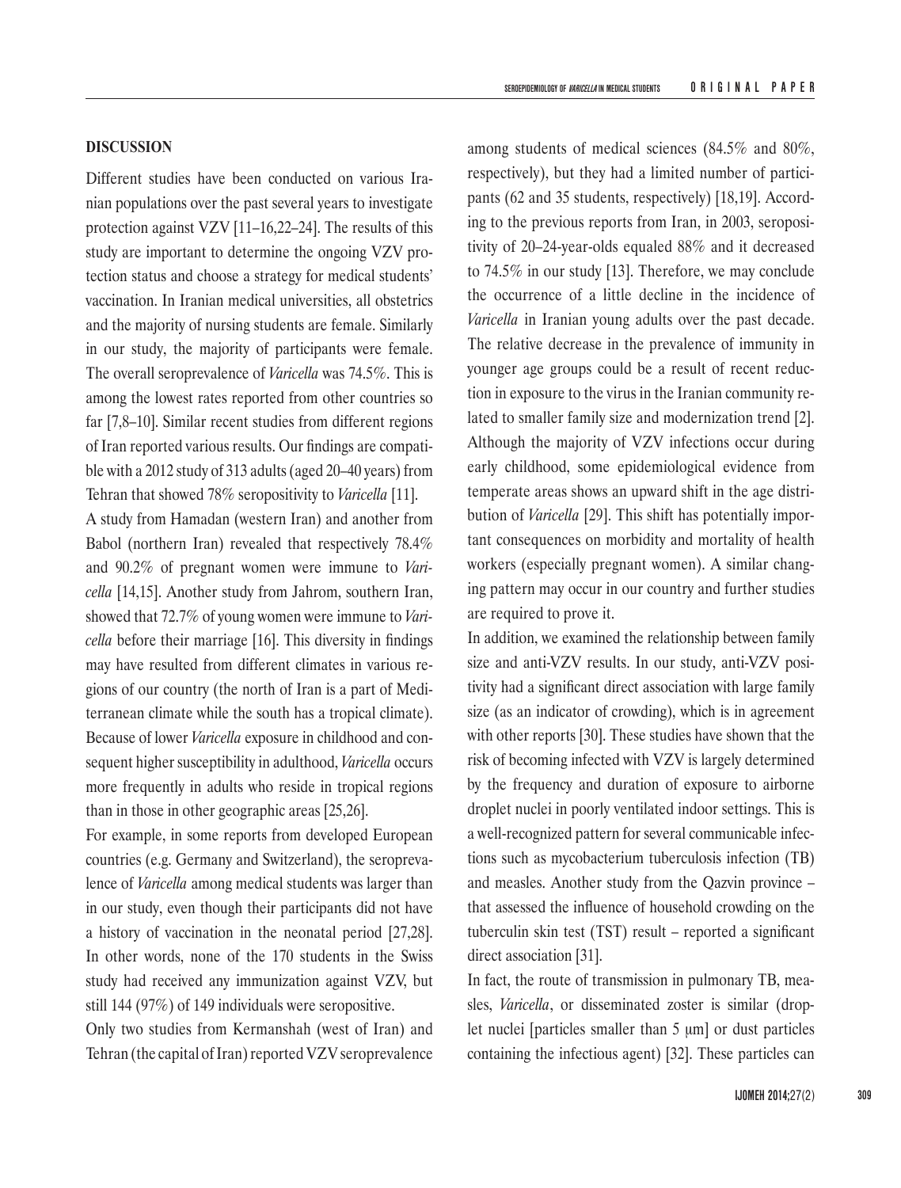## DISCUSSION

Different studies have been conducted on various Iranian populations over the past several years to investigate protection against VZV [11–16,22–24]. The results of this study are important to determine the ongoing VZV protection status and choose a strategy for medical students' vaccination. In Iranian medical universities, all obstetrics and the majority of nursing students are female. Similarly in our study, the majority of participants were female. The overall seroprevalence of *Varicella* was 74.5%. This is among the lowest rates reported from other countries so far [7,8–10]. Similar recent studies from different regions of Iran reported various results. Our findings are compatible with a 2012 study of 313 adults (aged 20–40 years) from Tehran that showed 78% seropositivity to *Varicella* [11].

A study from Hamadan (western Iran) and another from Babol (northern Iran) revealed that respectively 78.4% and 90.2% of pregnant women were immune to *Varicella* [14,15]. Another study from Jahrom, southern Iran, showed that 72.7% of young women were immune to *Varicella* before their marriage [16]. This diversity in findings may have resulted from different climates in various regions of our country (the north of Iran is a part of Mediterranean climate while the south has a tropical climate). Because of lower *Varicella* exposure in childhood and consequent higher susceptibility in adulthood, *Varicella* occurs more frequently in adults who reside in tropical regions than in those in other geographic areas [25,26].

For example, in some reports from developed European countries (e.g. Germany and Switzerland), the seroprevalence of *Varicella* among medical students was larger than in our study, even though their participants did not have a history of vaccination in the neonatal period [27,28]. In other words, none of the 170 students in the Swiss study had received any immunization against VZV, but still 144 (97%) of 149 individuals were seropositive.

Only two studies from Kermanshah (west of Iran) and Tehran (the capital of Iran) reported VZV seroprevalence among students of medical sciences (84.5% and 80%, respectively), but they had a limited number of participants (62 and 35 students, respectively) [18,19]. According to the previous reports from Iran, in 2003, seropositivity of 20–24-year-olds equaled 88% and it decreased to 74.5% in our study [13]. Therefore, we may conclude the occurrence of a little decline in the incidence of *Varicella* in Iranian young adults over the past decade. The relative decrease in the prevalence of immunity in younger age groups could be a result of recent reduction in exposure to the virus in the Iranian community related to smaller family size and modernization trend [2]. Although the majority of VZV infections occur during early childhood, some epidemiological evidence from temperate areas shows an upward shift in the age distribution of *Varicella* [29]. This shift has potentially important consequences on morbidity and mortality of health workers (especially pregnant women). A similar changing pattern may occur in our country and further studies are required to prove it.

In addition, we examined the relationship between family size and anti-VZV results. In our study, anti-VZV positivity had a significant direct association with large family size (as an indicator of crowding), which is in agreement with other reports [30]. These studies have shown that the risk of becoming infected with VZV is largely determined by the frequency and duration of exposure to airborne droplet nuclei in poorly ventilated indoor settings. This is a well-recognized pattern for several communicable infections such as mycobacterium tuberculosis infection (TB) and measles. Another study from the Qazvin province – that assessed the influence of household crowding on the tuberculin skin test (TST) result – reported a significant direct association [31].

In fact, the route of transmission in pulmonary TB, measles, *Varicella*, or disseminated zoster is similar (droplet nuclei [particles smaller than 5 μm] or dust particles containing the infectious agent) [32]. These particles can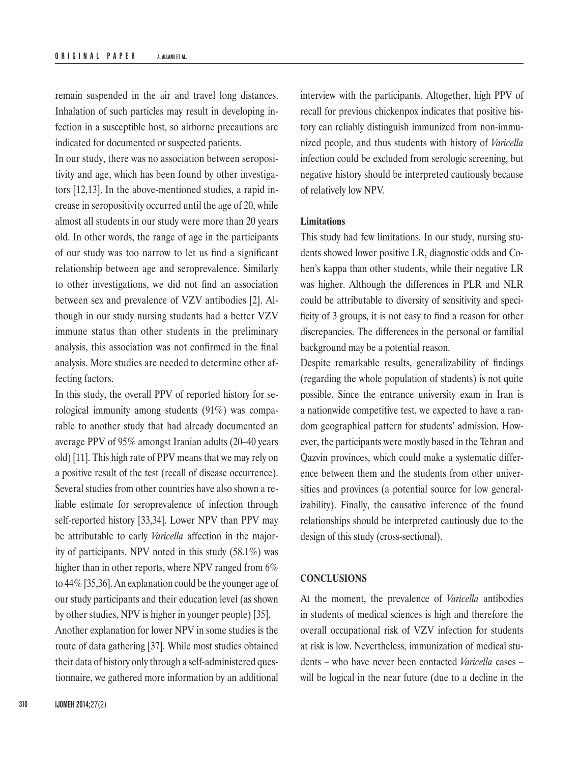remain suspended in the air and travel long distances. Inhalation of such particles may result in developing infection in a susceptible host, so airborne precautions are indicated for documented or suspected patients.

In our study, there was no association between seropositivity and age, which has been found by other investigators [12,13]. In the above-mentioned studies, a rapid increase in seropositivity occurred until the age of 20, while almost all students in our study were more than 20 years old. In other words, the range of age in the participants of our study was too narrow to let us find a significant relationship between age and seroprevalence. Similarly to other investigations, we did not find an association between sex and prevalence of VZV antibodies [2]. Although in our study nursing students had a better VZV immune status than other students in the preliminary analysis, this association was not confirmed in the final analysis. More studies are needed to determine other affecting factors.

In this study, the overall PPV of reported history for serological immunity among students (91%) was comparable to another study that had already documented an average PPV of 95% amongst Iranian adults (20–40 years old) [11]. This high rate of PPV means that we may rely on a positive result of the test (recall of disease occurrence). Several studies from other countries have also shown a reliable estimate for seroprevalence of infection through self-reported history [33,34]. Lower NPV than PPV may be attributable to early *Varicella* affection in the majority of participants. NPV noted in this study (58.1%) was higher than in other reports, where NPV ranged from 6% to 44% [35,36]. An explanation could be the younger age of our study participants and their education level (as shown by other studies, NPV is higher in younger people) [35].

Another explanation for lower NPV in some studies is the route of data gathering [37]. While most studies obtained their data of history only through a self-administered questionnaire, we gathered more information by an additional interview with the participants. Altogether, high PPV of recall for previous chickenpox indicates that positive history can reliably distinguish immunized from non-immunized people, and thus students with history of *Varicella* infection could be excluded from serologic screening, but negative history should be interpreted cautiously because of relatively low NPV.

### Limitations

This study had few limitations. In our study, nursing students showed lower positive LR, diagnostic odds and Cohen's kappa than other students, while their negative LR was higher. Although the differences in PLR and NLR could be attributable to diversity of sensitivity and specificity of 3 groups, it is not easy to find a reason for other discrepancies. The differences in the personal or familial background may be a potential reason.

Despite remarkable results, generalizability of findings (regarding the whole population of students) is not quite possible. Since the entrance university exam in Iran is a nationwide competitive test, we expected to have a random geographical pattern for students' admission. However, the participants were mostly based in the Tehran and Qazvin provinces, which could make a systematic difference between them and the students from other universities and provinces (a potential source for low generalizability). Finally, the causative inference of the found relationships should be interpreted cautiously due to the design of this study (cross-sectional).

## CONCLUSIONS

At the moment, the prevalence of *Varicella* antibodies in students of medical sciences is high and therefore the overall occupational risk of VZV infection for students at risk is low. Nevertheless, immunization of medical students – who have never been contacted *Varicella* cases – will be logical in the near future (due to a decline in the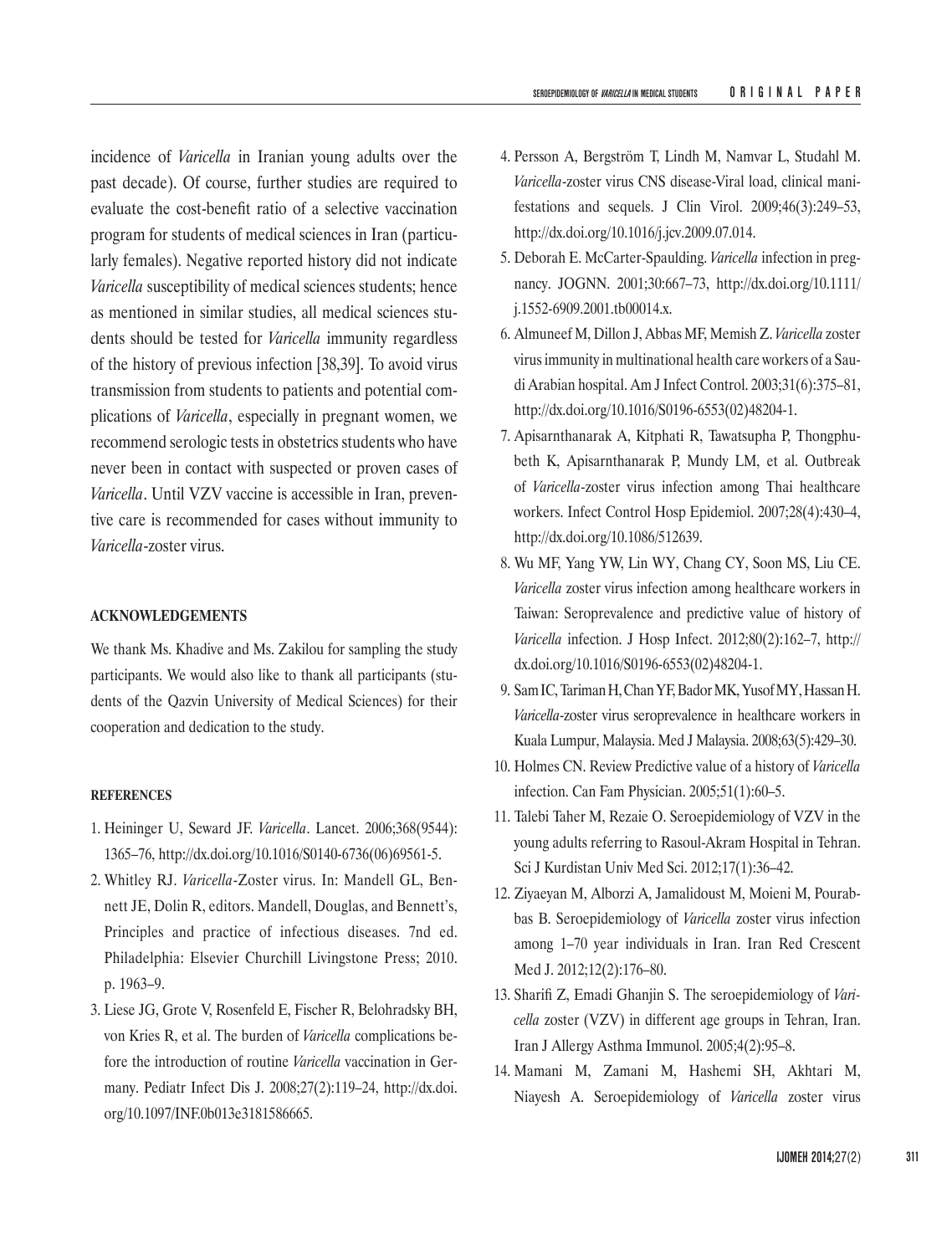incidence of *Varicella* in Iranian young adults over the past decade). Of course, further studies are required to evaluate the cost-benefit ratio of a selective vaccination program for students of medical sciences in Iran (particularly females). Negative reported history did not indicate *Varicella* susceptibility of medical sciences students; hence as mentioned in similar studies, all medical sciences students should be tested for *Varicella* immunity regardless of the history of previous infection [38,39]. To avoid virus transmission from students to patients and potential complications of *Varicella*, especially in pregnant women, we recommend serologic tests in obstetrics students who have never been in contact with suspected or proven cases of *Varicella*. Until VZV vaccine is accessible in Iran, preventive care is recommended for cases without immunity to *Varicella*-zoster virus.

## ACKNOWLEDGEMENTS

We thank Ms. Khadive and Ms. Zakilou for sampling the study participants. We would also like to thank all participants (students of the Qazvin University of Medical Sciences) for their cooperation and dedication to the study.

## REFERENCES

1. Heininger U, Seward JF. *Varicella*. Lancet. 2006;368(9544):1365–76, http://dx.doi.org/10.1016/S0140-6736(06)69561-5.
2. Whitley RJ. *Varicella*-Zoster virus. In: Mandell GL, Bennett JE, Dolin R, editors. Mandell, Douglas, and Bennett's, Principles and practice of infectious diseases. 7nd ed. Philadelphia: Elsevier Churchill Livingstone Press; 2010. p. 1963–9.
3. Liese JG, Grote V, Rosenfeld E, Fischer R, Belohradsky BH, von Kries R, et al. The burden of *Varicella* complications before the introduction of routine *Varicella* vaccination in Germany. Pediatr Infect Dis J. 2008;27(2):119–24, http://dx.doi.org/10.1097/INF.0b013e3181586665.
4. Persson A, Bergström T, Lindh M, Namvar L, Studahl M. *Varicella*-zoster virus CNS disease-Viral load, clinical manifestations and sequels. J Clin Virol. 2009;46(3):249–53, http://dx.doi.org/10.1016/j.jcv.2009.07.014.
5. Deborah E. McCarter-Spaulding. *Varicella* infection in pregnancy. JOGNN. 2001;30:667–73, http://dx.doi.org/10.1111/j.1552-6909.2001.tb00014.x.
6. Almuneef M, Dillon J, Abbas MF, Memish Z. *Varicella* zoster virus immunity in multinational health care workers of a Saudi Arabian hospital. Am J Infect Control. 2003;31(6):375–81, http://dx.doi.org/10.1016/S0196-6553(02)48204-1.
7. Apisarnthanarak A, Kitphati R, Tawatsupha P, Thongphubeth K, Apisarnthanarak P, Mundy LM, et al. Outbreak of *Varicella*-zoster virus infection among Thai healthcare workers. Infect Control Hosp Epidemiol. 2007;28(4):430–4, http://dx.doi.org/10.1086/512639.
8. Wu MF, Yang YW, Lin WY, Chang CY, Soon MS, Liu CE. *Varicella* zoster virus infection among healthcare workers in Taiwan: Seroprevalence and predictive value of history of *Varicella* infection. J Hosp Infect. 2012;80(2):162–7, http://dx.doi.org/10.1016/S0196-6553(02)48204-1.
9. Sam IC, Tariman H, Chan YF, Bador MK, Yusof MY, Hassan H. *Varicella*-zoster virus seroprevalence in healthcare workers in Kuala Lumpur, Malaysia. Med J Malaysia. 2008;63(5):429–30.
10. Holmes CN. Review Predictive value of a history of *Varicella* infection. Can Fam Physician. 2005;51(1):60–5.
11. Talebi Taher M, Rezaie O. Seroepidemiology of VZV in the young adults referring to Rasoul-Akram Hospital in Tehran. Sci J Kurdistan Univ Med Sci. 2012;17(1):36–42.
12. Ziyaeyan M, Alborzi A, Jamalidoust M, Moieni M, Pourabbas B. Seroepidemiology of *Varicella* zoster virus infection among 1–70 year individuals in Iran. Iran Red Crescent Med J. 2012;12(2):176–80.
13. Sharifi Z, Emadi Ghanjin S. The seroepidemiology of *Varicella* zoster (VZV) in different age groups in Tehran, Iran. Iran J Allergy Asthma Immunol. 2005;4(2):95–8.
14. Mamani M, Zamani M, Hashemi SH, Akhtari M, Niayesh A. Seroepidemiology of *Varicella* zoster virus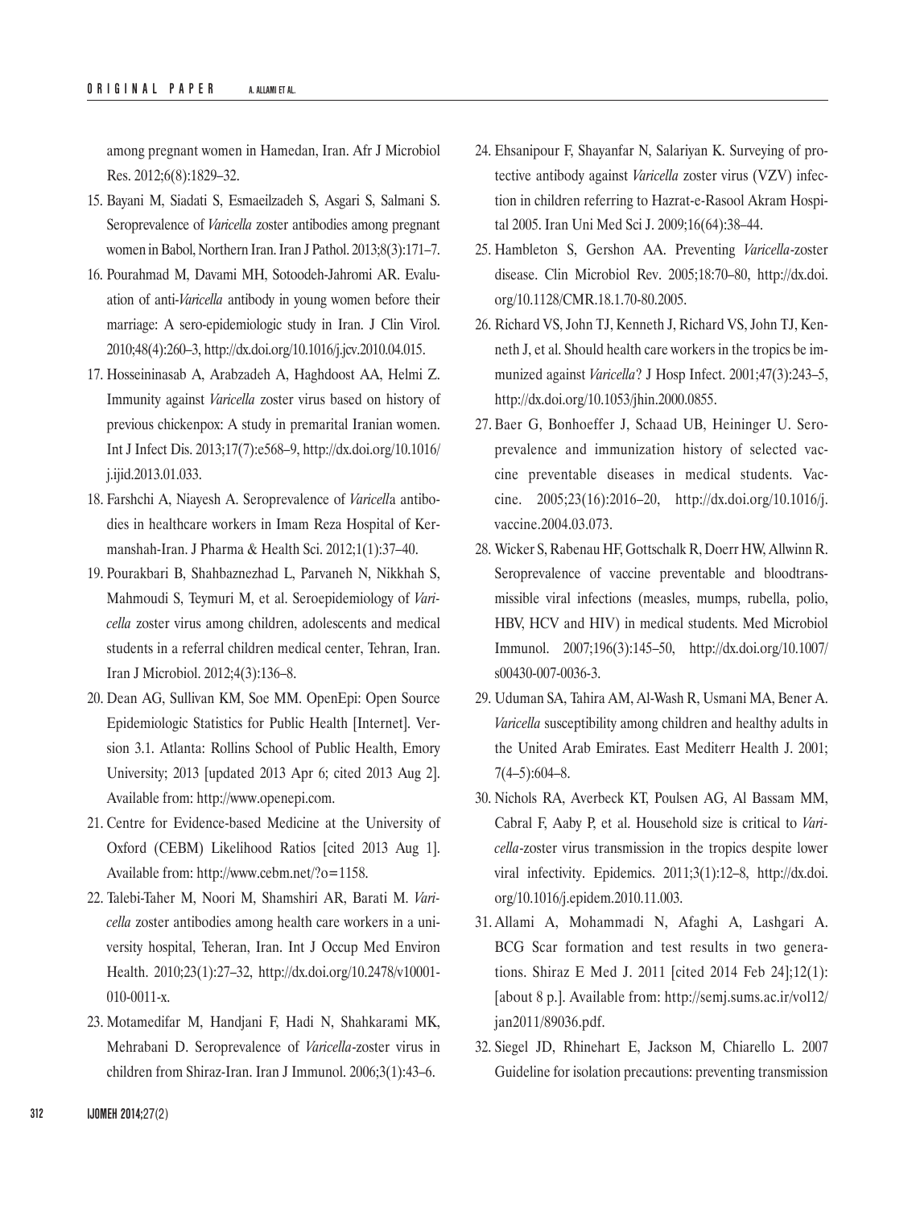among pregnant women in Hamedan, Iran. Afr J Microbiol Res. 2012;6(8):1829–32.

15. Bayani M, Siadati S, Esmaeilzadeh S, Asgari S, Salmani S. Seroprevalence of *Varicella* zoster antibodies among pregnant women in Babol, Northern Iran. Iran J Pathol. 2013;8(3):171–7.
16. Pourahmad M, Davami MH, Sotoodeh-Jahromi AR. Evaluation of anti-*Varicella* antibody in young women before their marriage: A sero-epidemiologic study in Iran. J Clin Virol. 2010;48(4):260–3, http://dx.doi.org/10.1016/j.jcv.2010.04.015.
17. Hosseininasab A, Arabzadeh A, Haghdoost AA, Helmi Z. Immunity against *Varicella* zoster virus based on history of previous chickenpox: A study in premarital Iranian women. Int J Infect Dis. 2013;17(7):e568–9, http://dx.doi.org/10.1016/j.ijid.2013.01.033.
18. Farshchi A, Niayesh A. Seroprevalence of *Varicell*a antibodies in healthcare workers in Imam Reza Hospital of Kermanshah-Iran. J Pharma & Health Sci. 2012;1(1):37–40.
19. Pourakbari B, Shahbaznezhad L, Parvaneh N, Nikkhah S, Mahmoudi S, Teymuri M, et al. Seroepidemiology of *Varicella* zoster virus among children, adolescents and medical students in a referral children medical center, Tehran, Iran. Iran J Microbiol. 2012;4(3):136–8.
20. Dean AG, Sullivan KM, Soe MM. OpenEpi: Open Source Epidemiologic Statistics for Public Health [Internet]. Version 3.1. Atlanta: Rollins School of Public Health, Emory University; 2013 [updated 2013 Apr 6; cited 2013 Aug 2]. Available from: http://www.openepi.com.
21. Centre for Evidence-based Medicine at the University of Oxford (CEBM) Likelihood Ratios [cited 2013 Aug 1]. Available from: http://www.cebm.net/?o=1158.
22. Talebi-Taher M, Noori M, Shamshiri AR, Barati M. *Varicella* zoster antibodies among health care workers in a university hospital, Teheran, Iran. Int J Occup Med Environ Health. 2010;23(1):27–32, http://dx.doi.org/10.2478/v10001-010-0011-x.
23. Motamedifar M, Handjani F, Hadi N, Shahkarami MK, Mehrabani D. Seroprevalence of *Varicella*-zoster virus in children from Shiraz-Iran. Iran J Immunol. 2006;3(1):43–6.
24. Ehsanipour F, Shayanfar N, Salariyan K. Surveying of protective antibody against *Varicella* zoster virus (VZV) infection in children referring to Hazrat-e-Rasool Akram Hospital 2005. Iran Uni Med Sci J. 2009;16(64):38–44.
25. Hambleton S, Gershon AA. Preventing *Varicella*-zoster disease. Clin Microbiol Rev. 2005;18:70–80, http://dx.doi.org/10.1128/CMR.18.1.70-80.2005.
26. Richard VS, John TJ, Kenneth J, Richard VS, John TJ, Kenneth J, et al. Should health care workers in the tropics be immunized against *Varicella*? J Hosp Infect. 2001;47(3):243–5, http://dx.doi.org/10.1053/jhin.2000.0855.
27. Baer G, Bonhoeffer J, Schaad UB, Heininger U. Seroprevalence and immunization history of selected vaccine preventable diseases in medical students. Vaccine. 2005;23(16):2016–20, http://dx.doi.org/10.1016/j.vaccine.2004.03.073.
28. Wicker S, Rabenau HF, Gottschalk R, Doerr HW, Allwinn R. Seroprevalence of vaccine preventable and bloodtransmissible viral infections (measles, mumps, rubella, polio, HBV, HCV and HIV) in medical students. Med Microbiol Immunol. 2007;196(3):145–50, http://dx.doi.org/10.1007/s00430-007-0036-3.
29. Uduman SA, Tahira AM, Al-Wash R, Usmani MA, Bener A. *Varicella* susceptibility among children and healthy adults in the United Arab Emirates. East Mediterr Health J. 2001;7(4–5):604–8.
30. Nichols RA, Averbeck KT, Poulsen AG, Al Bassam MM, Cabral F, Aaby P, et al. Household size is critical to *Varicella*-zoster virus transmission in the tropics despite lower viral infectivity. Epidemics. 2011;3(1):12–8, http://dx.doi.org/10.1016/j.epidem.2010.11.003.
31. Allami A, Mohammadi N, Afaghi A, Lashgari A. BCG Scar formation and test results in two generations. Shiraz E Med J. 2011 [cited 2014 Feb 24];12(1): [about 8 p.]. Available from: http://semj.sums.ac.ir/vol12/jan2011/89036.pdf.
32. Siegel JD, Rhinehart E, Jackson M, Chiarello L. 2007 Guideline for isolation precautions: preventing transmission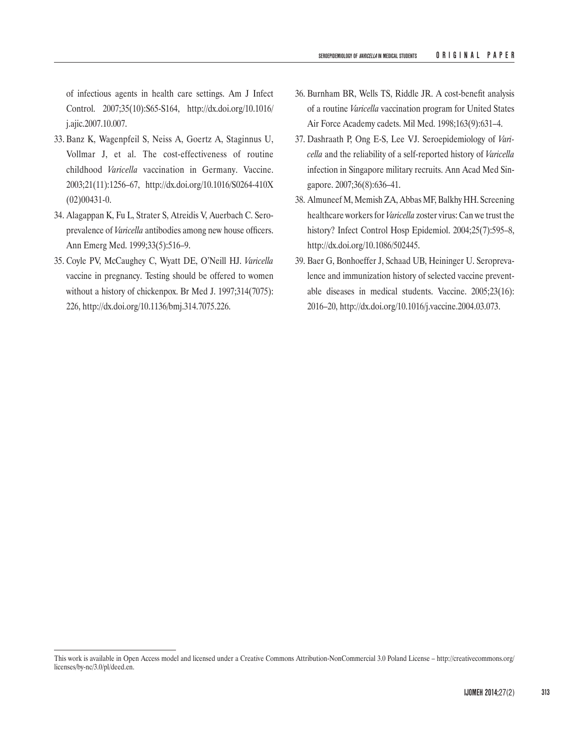of infectious agents in health care settings. Am J Infect Control. 2007;35(10):S65-S164, http://dx.doi.org/10.1016/j.ajic.2007.10.007.

33. Banz K, Wagenpfeil S, Neiss A, Goertz A, Staginnus U, Vollmar J, et al. The cost-effectiveness of routine childhood *Varicella* vaccination in Germany. Vaccine. 2003;21(11):1256–67, http://dx.doi.org/10.1016/S0264-410X(02)00431-0.
34. Alagappan K, Fu L, Strater S, Atreidis V, Auerbach C. Seroprevalence of *Varicella* antibodies among new house officers. Ann Emerg Med. 1999;33(5):516–9.
35. Coyle PV, McCaughey C, Wyatt DE, O'Neill HJ. *Varicella* vaccine in pregnancy. Testing should be offered to women without a history of chickenpox. Br Med J. 1997;314(7075):226, http://dx.doi.org/10.1136/bmj.314.7075.226.
36. Burnham BR, Wells TS, Riddle JR. A cost-benefit analysis of a routine *Varicella* vaccination program for United States Air Force Academy cadets. Mil Med. 1998;163(9):631–4.
37. Dashraath P, Ong E-S, Lee VJ. Seroepidemiology of *Varicella* and the reliability of a self-reported history of *Varicella* infection in Singapore military recruits. Ann Acad Med Singapore. 2007;36(8):636–41.
38. Almuneef M, Memish ZA, Abbas MF, Balkhy HH. Screening healthcare workers for *Varicella* zoster virus: Can we trust the history? Infect Control Hosp Epidemiol. 2004;25(7):595–8, http://dx.doi.org/10.1086/502445.
39. Baer G, Bonhoeffer J, Schaad UB, Heininger U. Seroprevalence and immunization history of selected vaccine preventable diseases in medical students. Vaccine. 2005;23(16):2016–20, http://dx.doi.org/10.1016/j.vaccine.2004.03.073.

This work is available in Open Access model and licensed under a Creative Commons Attribution-NonCommercial 3.0 Poland License – http://creativecommons.org/licenses/by-nc/3.0/pl/deed.en.